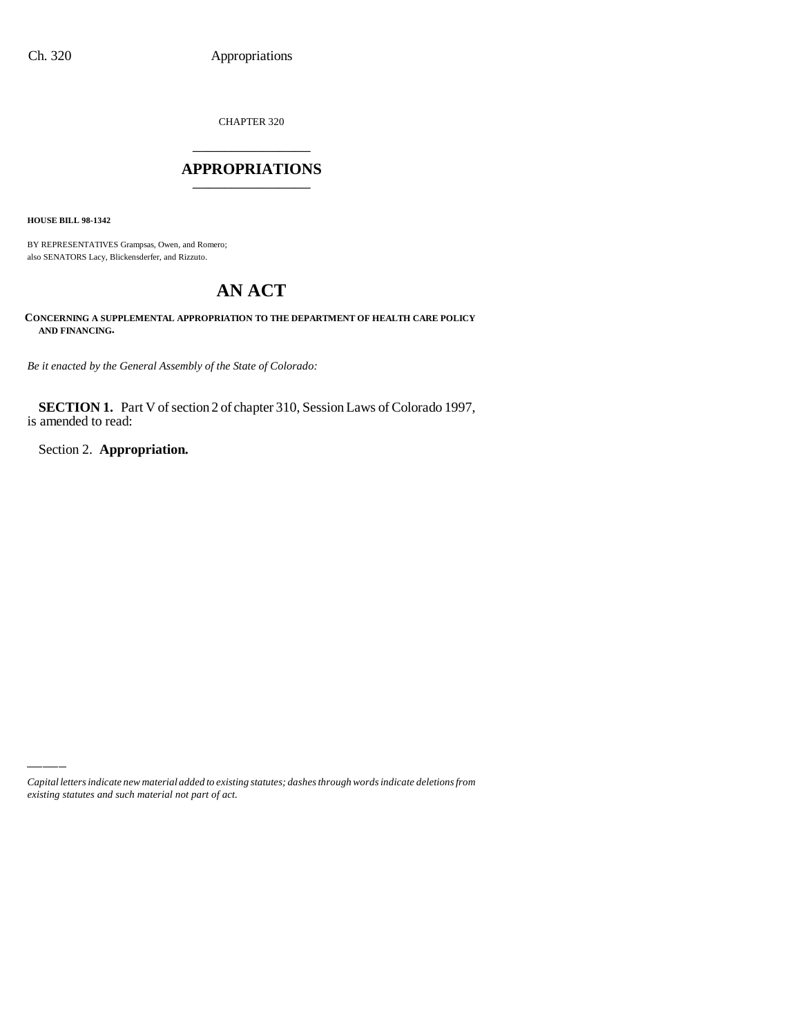CHAPTER 320

# APPROPRIATIONS

**HOUSE BILL 98-1342**

BY REPRESENTATIVES Grampsas, Owen, and Romero;
also SENATORS Lacy, Blickensderfer, and Rizzuto.

# AN ACT

**CONCERNING A SUPPLEMENTAL APPROPRIATION TO THE DEPARTMENT OF HEALTH CARE POLICY AND FINANCING.**

*Be it enacted by the General Assembly of the State of Colorado:*

**SECTION 1.** Part V of section 2 of chapter 310, Session Laws of Colorado 1997, is amended to read:

Section 2. **Appropriation.**

*Capital letters indicate new material added to existing statutes; dashes through words indicate deletions from existing statutes and such material not part of act.*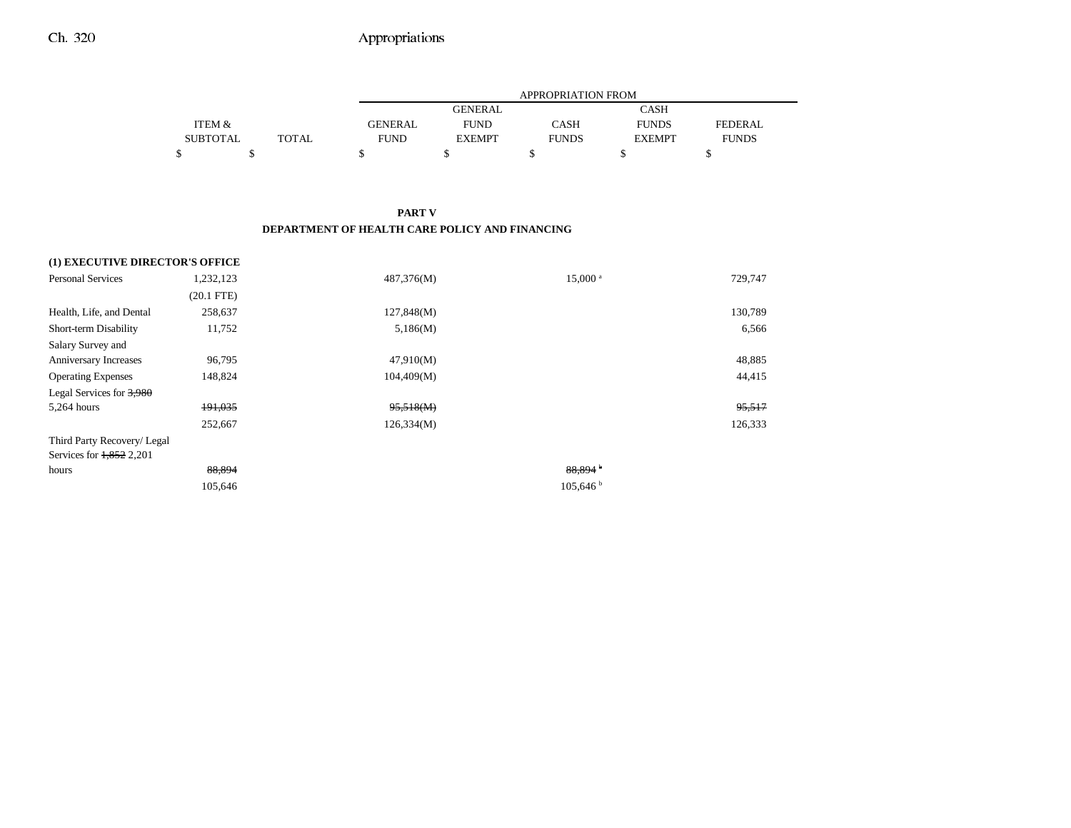| | ITEM & SUBTOTAL | TOTAL | APPROPRIATION FROM GENERAL FUND | GENERAL FUND EXEMPT | CASH FUNDS | CASH FUNDS EXEMPT | FEDERAL FUNDS |
|---|---|---|---|---|---|---|---|
| | $ | $ | $ | $ | $ | $ | $ |

## PART V
## DEPARTMENT OF HEALTH CARE POLICY AND FINANCING

| | ITEM & SUBTOTAL | TOTAL | GENERAL FUND | GENERAL FUND EXEMPT | CASH FUNDS | CASH FUNDS EXEMPT | FEDERAL FUNDS |
|---|---|---|---|---|---|---|---|
| **(1) EXECUTIVE DIRECTOR'S OFFICE** | | | | | | | |
| Personal Services | 1,232,123 | | 487,376(M) | | 15,000 [a] | | 729,747 |
| | (20.1 FTE) | | | | | | |
| Health, Life, and Dental | 258,637 | | 127,848(M) | | | | 130,789 |
| Short-term Disability | 11,752 | | 5,186(M) | | | | 6,566 |
| Salary Survey and Anniversary Increases | 96,795 | | 47,910(M) | | | | 48,885 |
| Operating Expenses | 148,824 | | 104,409(M) | | | | 44,415 |
| Legal Services for ~~3,980~~ 5,264 hours | ~~191,035~~ | | ~~95,518(M)~~ | | | | ~~95,517~~ |
| | 252,667 | | 126,334(M) | | | | 126,333 |
| Third Party Recovery/ Legal Services for ~~1,852~~ 2,201 hours | ~~88,894~~ | | | | ~~88,894 [b]~~ | | |
| | 105,646 | | | | 105,646 [b] | | |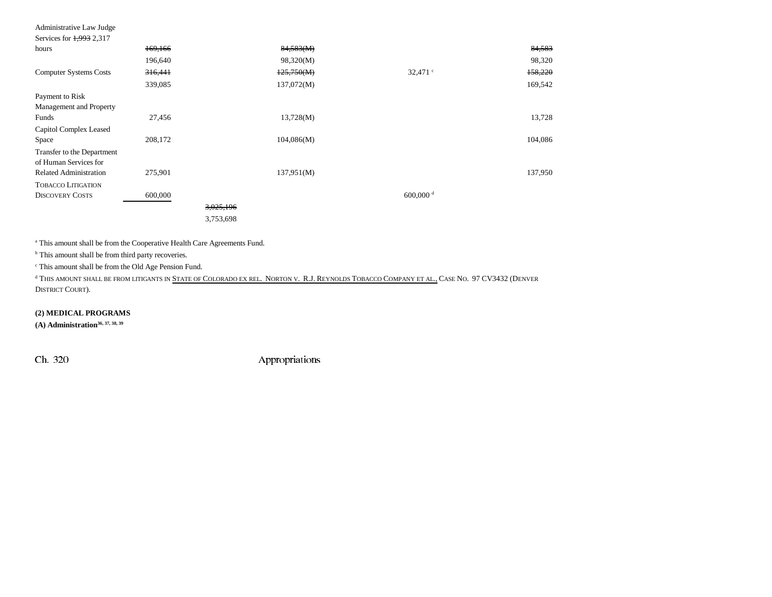| | | | | | |
|---|---|---|---|---|---|
| Administrative Law Judge Services for ~~1,993~~ 2,317 hours | ~~169,166~~ | | ~~84,583(M)~~ | | ~~84,583~~ |
| | 196,640 | | 98,320(M) | | 98,320 |
| Computer Systems Costs | ~~316,441~~ | | ~~125,750(M)~~ | 32,471 [c] | ~~158,220~~ |
| | 339,085 | | 137,072(M) | | 169,542 |
| Payment to Risk Management and Property Funds | 27,456 | | 13,728(M) | | 13,728 |
| Capitol Complex Leased Space | 208,172 | | 104,086(M) | | 104,086 |
| Transfer to the Department of Human Services for Related Administration | 275,901 | | 137,951(M) | | 137,950 |
| TOBACCO LITIGATION DISCOVERY COSTS | 600,000 | | | 600,000 [d] | |
| | | ~~3,025,196~~ | | | |
| | | 3,753,698 | | | |

[a] This amount shall be from the Cooperative Health Care Agreements Fund.

[b] This amount shall be from third party recoveries.

[c] This amount shall be from the Old Age Pension Fund.

[d] THIS AMOUNT SHALL BE FROM LITIGANTS IN STATE OF COLORADO EX REL. NORTON V. R.J. REYNOLDS TOBACCO COMPANY ET AL., CASE NO. 97 CV3432 (DENVER DISTRICT COURT).

**(2) MEDICAL PROGRAMS**

**(A) Administration**[36, 37, 38, 39]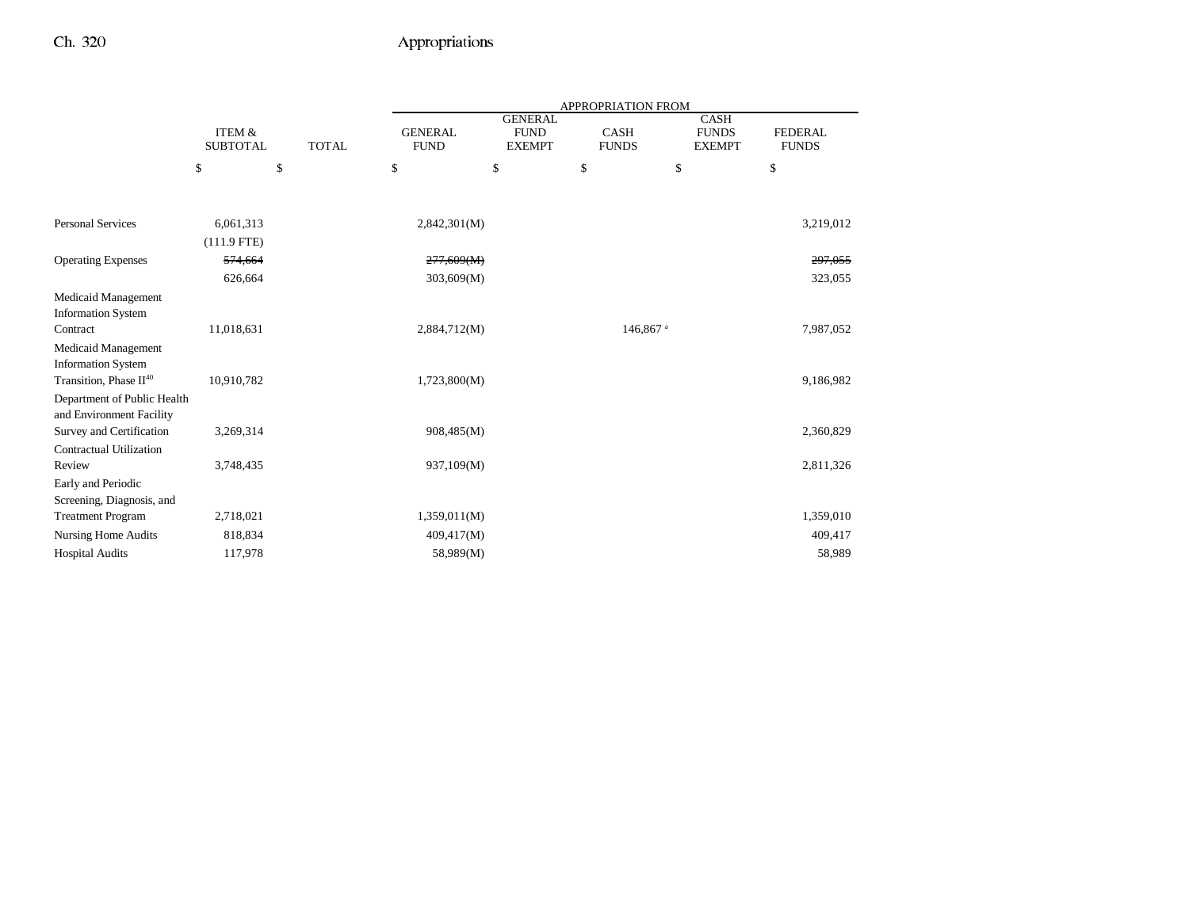|  | ITEM & SUBTOTAL | TOTAL | GENERAL FUND | GENERAL FUND EXEMPT | CASH FUNDS | CASH FUNDS EXEMPT | FEDERAL FUNDS |
|---|---|---|---|---|---|---|---|
|  |  |  | APPROPRIATION FROM |  |  |  |  |
|  | $ | $ | $ | $ | $ | $ | $ |
| Personal Services | 6,061,313 |  | 2,842,301(M) |  |  |  | 3,219,012 |
|  | (111.9 FTE) |  |  |  |  |  |  |
| Operating Expenses | ~~574,664~~ |  | ~~277,609(M)~~ |  |  |  | ~~297,055~~ |
|  | 626,664 |  | 303,609(M) |  |  |  | 323,055 |
| Medicaid Management Information System Contract | 11,018,631 |  | 2,884,712(M) |  | 146,867 [a] |  | 7,987,052 |
| Medicaid Management Information System Transition, Phase II[40] | 10,910,782 |  | 1,723,800(M) |  |  |  | 9,186,982 |
| Department of Public Health and Environment Facility Survey and Certification | 3,269,314 |  | 908,485(M) |  |  |  | 2,360,829 |
| Contractual Utilization Review | 3,748,435 |  | 937,109(M) |  |  |  | 2,811,326 |
| Early and Periodic Screening, Diagnosis, and Treatment Program | 2,718,021 |  | 1,359,011(M) |  |  |  | 1,359,010 |
| Nursing Home Audits | 818,834 |  | 409,417(M) |  |  |  | 409,417 |
| Hospital Audits | 117,978 |  | 58,989(M) |  |  |  | 58,989 |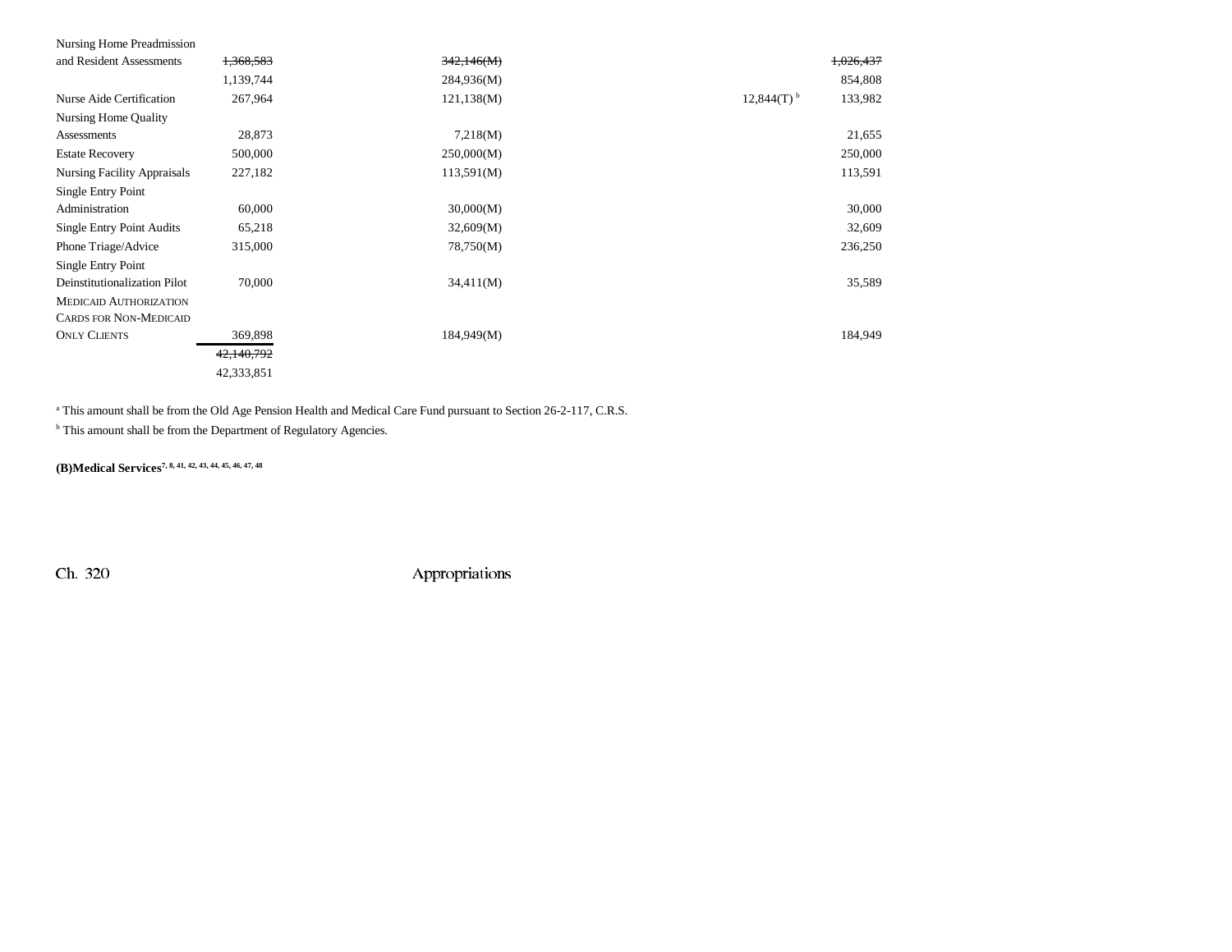| | | | | | |
|---|---|---|---|---|---|
| Nursing Home Preadmission and Resident Assessments | ~~1,368,583~~ 1,139,744 | ~~342,146(M)~~ 284,936(M) | | | ~~1,026,437~~ 854,808 |
| Nurse Aide Certification | 267,964 | 121,138(M) | | 12,844(T)[b] | 133,982 |
| Nursing Home Quality Assessments | 28,873 | 7,218(M) | | | 21,655 |
| Estate Recovery | 500,000 | 250,000(M) | | | 250,000 |
| Nursing Facility Appraisals | 227,182 | 113,591(M) | | | 113,591 |
| Single Entry Point Administration | 60,000 | 30,000(M) | | | 30,000 |
| Single Entry Point Audits | 65,218 | 32,609(M) | | | 32,609 |
| Phone Triage/Advice | 315,000 | 78,750(M) | | | 236,250 |
| Single Entry Point Deinstitutionalization Pilot | 70,000 | 34,411(M) | | | 35,589 |
| MEDICAID AUTHORIZATION CARDS FOR NON-MEDICAID ONLY CLIENTS | 369,898 | 184,949(M) | | | 184,949 |
| | ~~42,140,792~~ 42,333,851 | | | | |

[a] This amount shall be from the Old Age Pension Health and Medical Care Fund pursuant to Section 26-2-117, C.R.S.

[b] This amount shall be from the Department of Regulatory Agencies.

**(B)Medical Services**[7, 8, 41, 42, 43, 44, 45, 46, 47, 48]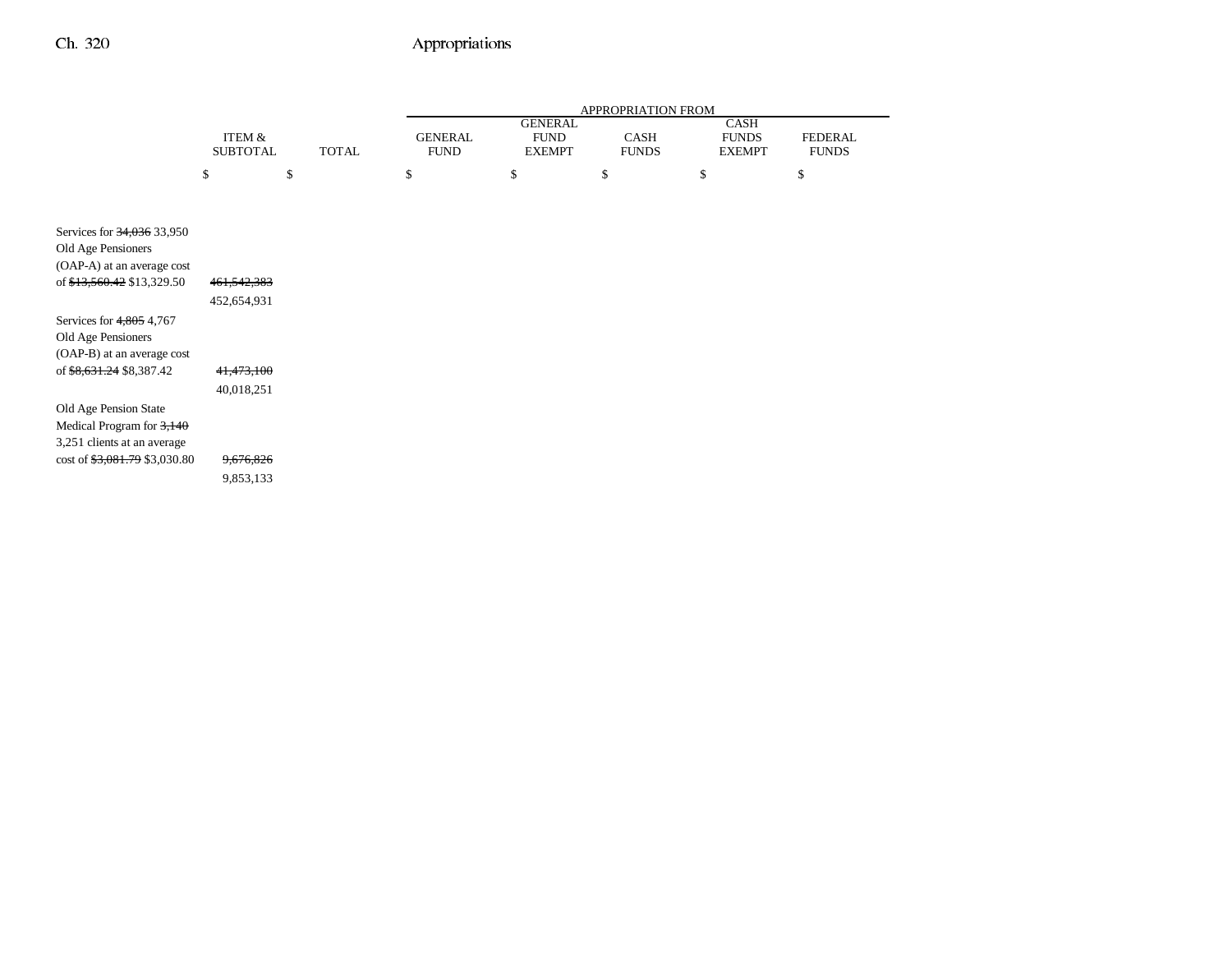| | ITEM & SUBTOTAL | TOTAL | APPROPRIATION FROM GENERAL FUND | GENERAL FUND EXEMPT | CASH FUNDS | CASH FUNDS EXEMPT | FEDERAL FUNDS |
|---|---|---|---|---|---|---|---|
| | $ | $ | $ | $ | $ | $ | $ |
| Services for ~~34,036~~ 33,950 Old Age Pensioners (OAP-A) at an average cost of ~~$13,560.42~~ $13,329.50 | ~~461,542,383~~ 452,654,931 | | | | | | |
| Services for ~~4,805~~ 4,767 Old Age Pensioners (OAP-B) at an average cost of ~~$8,631.24~~ $8,387.42 | ~~41,473,100~~ 40,018,251 | | | | | | |
| Old Age Pension State Medical Program for ~~3,140~~ 3,251 clients at an average cost of ~~$3,081.79~~ $3,030.80 | ~~9,676,826~~ 9,853,133 | | | | | | |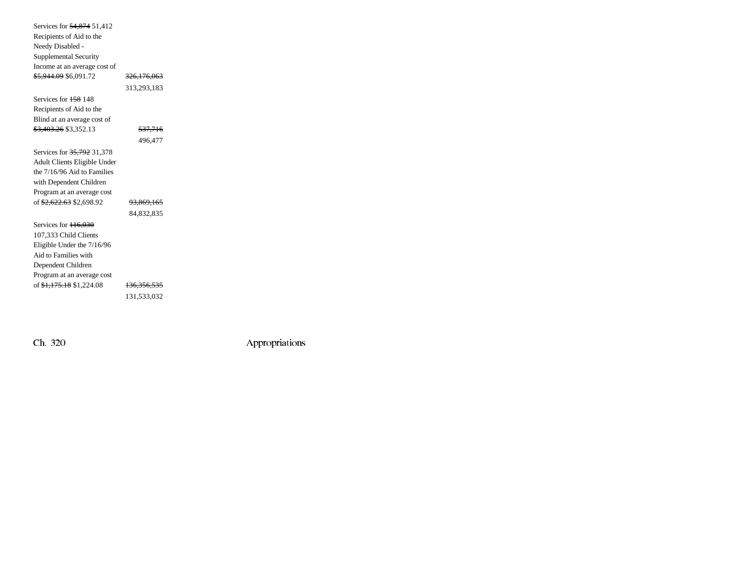Services for ~~54,874~~ 51,412 Recipients of Aid to the Needy Disabled - Supplemental Security Income at an average cost of ~~$5,944.09~~ $6,091.72 ~~326,176,063~~
313,293,183

Services for ~~158~~ 148 Recipients of Aid to the Blind at an average cost of ~~$3,403.26~~ $3,352.13 ~~537,716~~
496,477

Services for ~~35,792~~ 31,378 Adult Clients Eligible Under the 7/16/96 Aid to Families with Dependent Children Program at an average cost of ~~$2,622.63~~ $2,698.92 ~~93,869,165~~
84,832,835

Services for ~~116,030~~ 107,333 Child Clients Eligible Under the 7/16/96 Aid to Families with Dependent Children Program at an average cost of ~~$1,175.18~~ $1,224.08 ~~136,356,535~~
131,533,032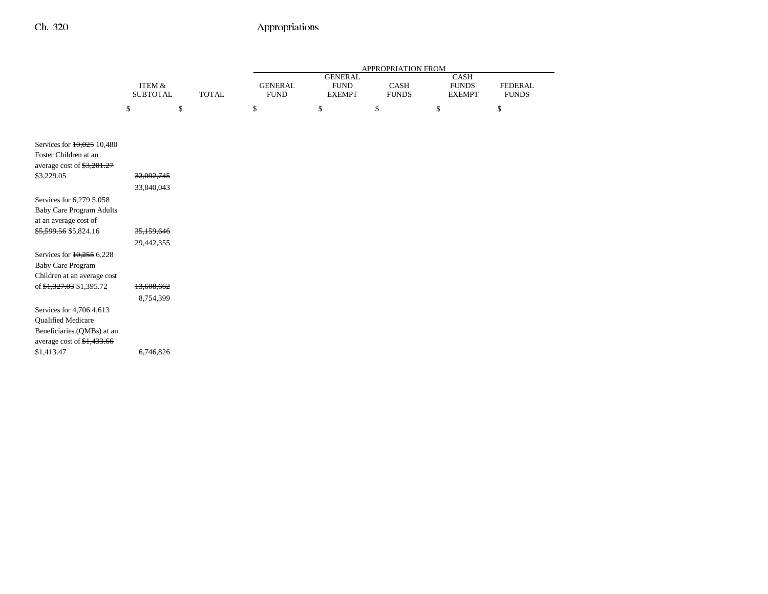| | ITEM & SUBTOTAL | TOTAL | APPROPRIATION FROM GENERAL FUND | GENERAL FUND EXEMPT | CASH FUNDS | CASH FUNDS EXEMPT | FEDERAL FUNDS |
|---|---|---|---|---|---|---|---|
| | $ | $ | $ | $ | $ | $ | $ |
| Services for ~~10,025~~ 10,480 Foster Children at an average cost of ~~$3,201.27~~ $3,229.05 | ~~32,092,745~~ 33,840,043 | | | | | | |
| Services for ~~6,279~~ 5,058 Baby Care Program Adults at an average cost of ~~$5,599.56~~ $5,824.16 | ~~35,159,646~~ 29,442,355 | | | | | | |
| Services for ~~10,255~~ 6,228 Baby Care Program Children at an average cost of ~~$1,327.03~~ $1,395.72 | ~~13,608,662~~ 8,754,399 | | | | | | |
| Services for ~~4,706~~ 4,613 Qualified Medicare Beneficiaries (QMBs) at an average cost of ~~$1,433.66~~ $1,413.47 | ~~6,746,826~~ | | | | | | |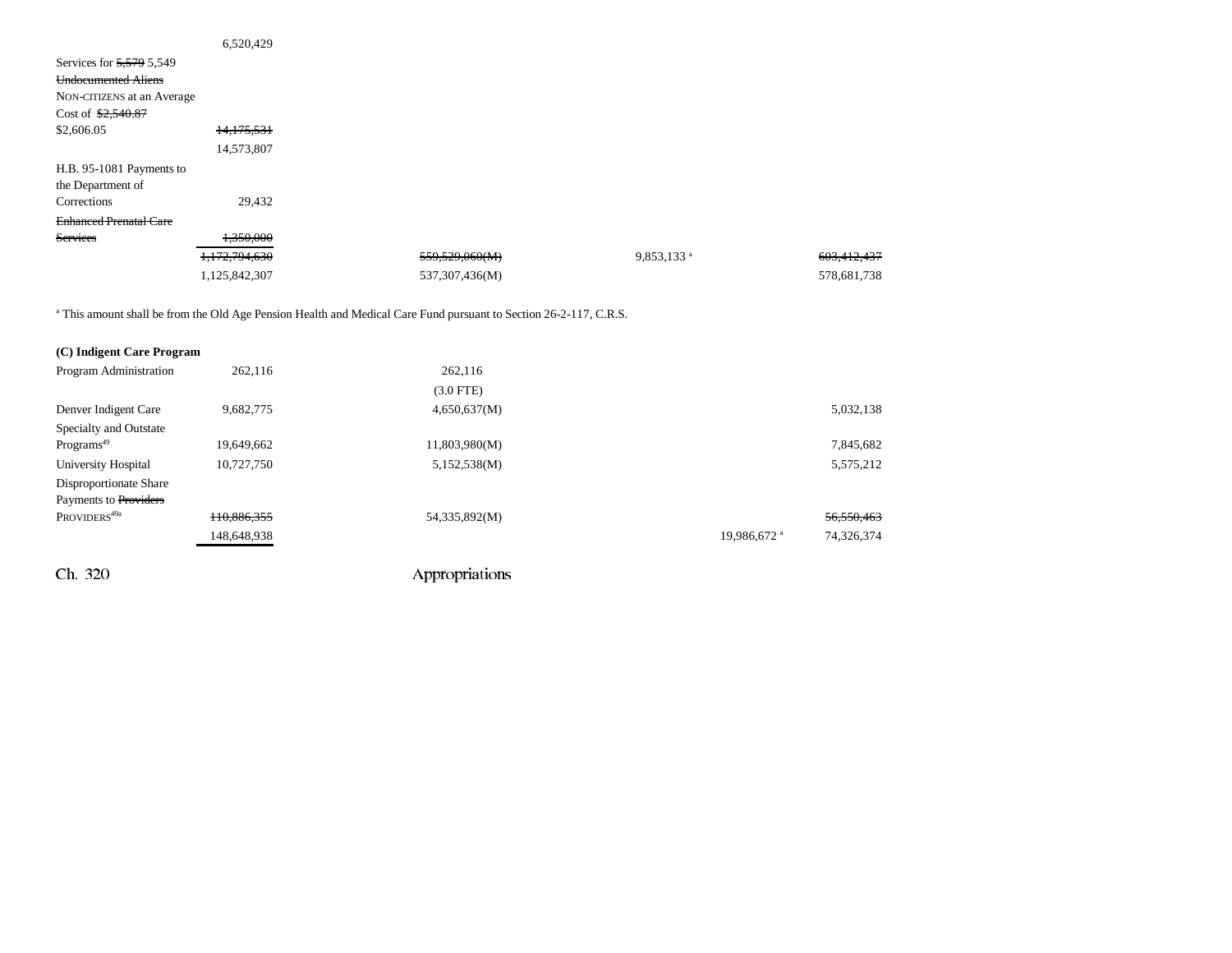| | | | | |
|---|---|---|---|---|
| | 6,520,429 | | | |
| Services for ~~5,579~~ 5,549 ~~Undocumented Aliens~~ NON-CITIZENS at an Average Cost of ~~$2,540.87~~ $2,606.05 | ~~14,175,531~~ | | | |
| | 14,573,807 | | | |
| H.B. 95-1081 Payments to the Department of Corrections | 29,432 | | | |
| ~~Enhanced Prenatal Care Services~~ | ~~1,350,000~~ | | | |
| | ~~1,172,794,630~~ | ~~559,529,060(M)~~ | 9,853,133 [a] | ~~603,412,437~~ |
| | 1,125,842,307 | 537,307,436(M) | | 578,681,738 |

[a] This amount shall be from the Old Age Pension Health and Medical Care Fund pursuant to Section 26-2-117, C.R.S.

**(C) Indigent Care Program**

| | | | | |
|---|---|---|---|---|
| Program Administration | 262,116 | 262,116 | | |
| | | (3.0 FTE) | | |
| Denver Indigent Care | 9,682,775 | 4,650,637(M) | | 5,032,138 |
| Specialty and Outstate Programs[49] | 19,649,662 | 11,803,980(M) | | 7,845,682 |
| University Hospital | 10,727,750 | 5,152,538(M) | | 5,575,212 |
| Disproportionate Share Payments to ~~Providers~~ PROVIDERS[49a] | ~~110,886,355~~ | 54,335,892(M) | | ~~56,550,463~~ |
| | 148,648,938 | | 19,986,672 [a] | 74,326,374 |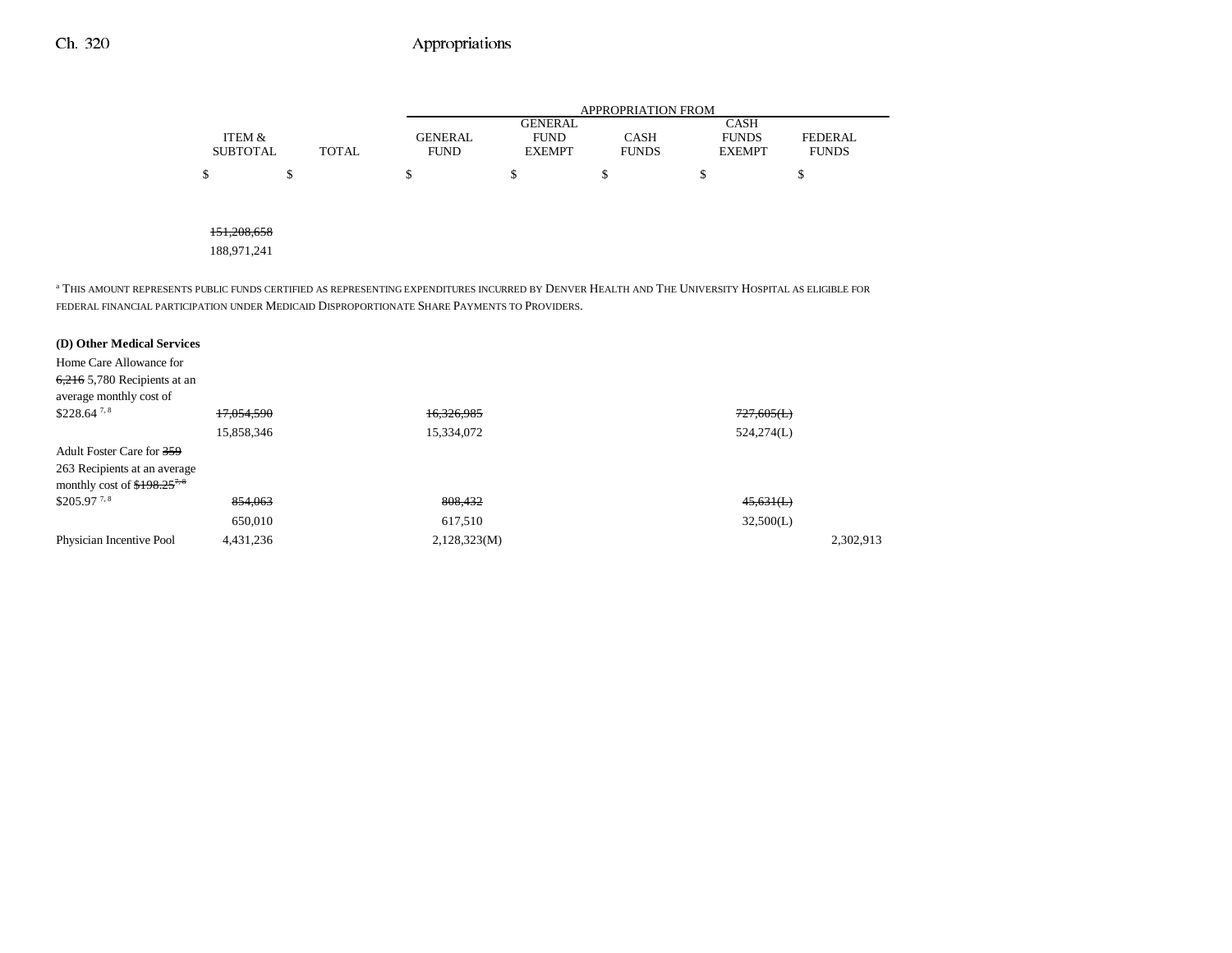| | ITEM & SUBTOTAL | TOTAL | APPROPRIATION FROM GENERAL FUND | GENERAL FUND EXEMPT | CASH FUNDS | CASH FUNDS EXEMPT | FEDERAL FUNDS |
|---|---|---|---|---|---|---|---|
| | $ | $ | $ | $ | $ | $ | $ |
| | ~~151,208,658~~ | | | | | | |
| | 188,971,241 | | | | | | |

[a] THIS AMOUNT REPRESENTS PUBLIC FUNDS CERTIFIED AS REPRESENTING EXPENDITURES INCURRED BY DENVER HEALTH AND THE UNIVERSITY HOSPITAL AS ELIGIBLE FOR FEDERAL FINANCIAL PARTICIPATION UNDER MEDICAID DISPROPORTIONATE SHARE PAYMENTS TO PROVIDERS.

**(D) Other Medical Services**

| | ITEM & SUBTOTAL | TOTAL | GENERAL FUND | GENERAL FUND EXEMPT | CASH FUNDS | CASH FUNDS EXEMPT | FEDERAL FUNDS |
|---|---|---|---|---|---|---|---|
| Home Care Allowance for ~~6,216~~ 5,780 Recipients at an average monthly cost of $228.64 [7, 8] | ~~17,054,590~~ | | ~~16,326,985~~ | | | ~~727,605(L)~~ | |
| | 15,858,346 | | 15,334,072 | | | 524,274(L) | |
| Adult Foster Care for ~~359~~ 263 Recipients at an average monthly cost of ~~$198.25~~[~~7, 8~~] $205.97 [7, 8] | ~~854,063~~ | | ~~808,432~~ | | | ~~45,631(L)~~ | |
| | 650,010 | | 617,510 | | | 32,500(L) | |
| Physician Incentive Pool | 4,431,236 | | 2,128,323(M) | | | | 2,302,913 |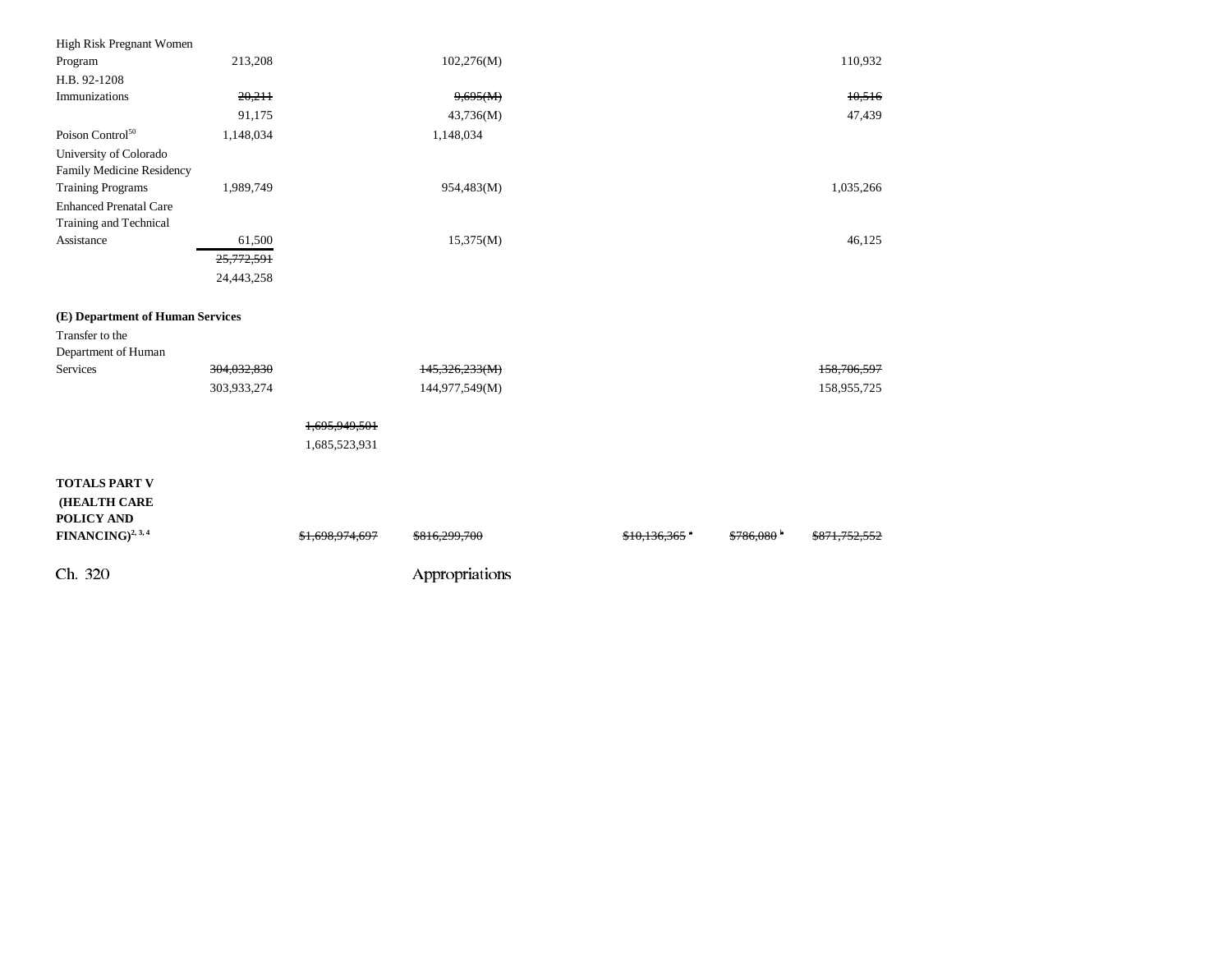| | | | | | | |
|---|---|---|---|---|---|---|
| High Risk Pregnant Women Program | 213,208 | | 102,276(M) | | | 110,932 |
| H.B. 92-1208 Immunizations | ~~20,211~~<br>91,175 | | ~~9,695(M)~~<br>43,736(M) | | | ~~10,516~~<br>47,439 |
| Poison Control[50] | 1,148,034 | | 1,148,034 | | | |
| University of Colorado Family Medicine Residency Training Programs | 1,989,749 | | 954,483(M) | | | 1,035,266 |
| Enhanced Prenatal Care Training and Technical Assistance | 61,500 | | 15,375(M) | | | 46,125 |
| | ~~25,772,591~~<br>24,443,258 | | | | | |

**(E) Department of Human Services**

| | | | | | | |
|---|---|---|---|---|---|---|
| Transfer to the Department of Human Services | ~~304,032,830~~<br>303,933,274 | | ~~145,326,233(M)~~<br>144,977,549(M) | | | ~~158,706,597~~<br>158,955,725 |
| | | ~~1,695,949,501~~<br>1,685,523,931 | | | | |
| **TOTALS PART V (HEALTH CARE POLICY AND FINANCING)**[2, 3, 4] | | ~~$1,698,974,697~~ | ~~$816,299,700~~ | ~~$10,136,365~~ [a] | ~~$786,080~~ [b] | ~~$871,752,552~~ |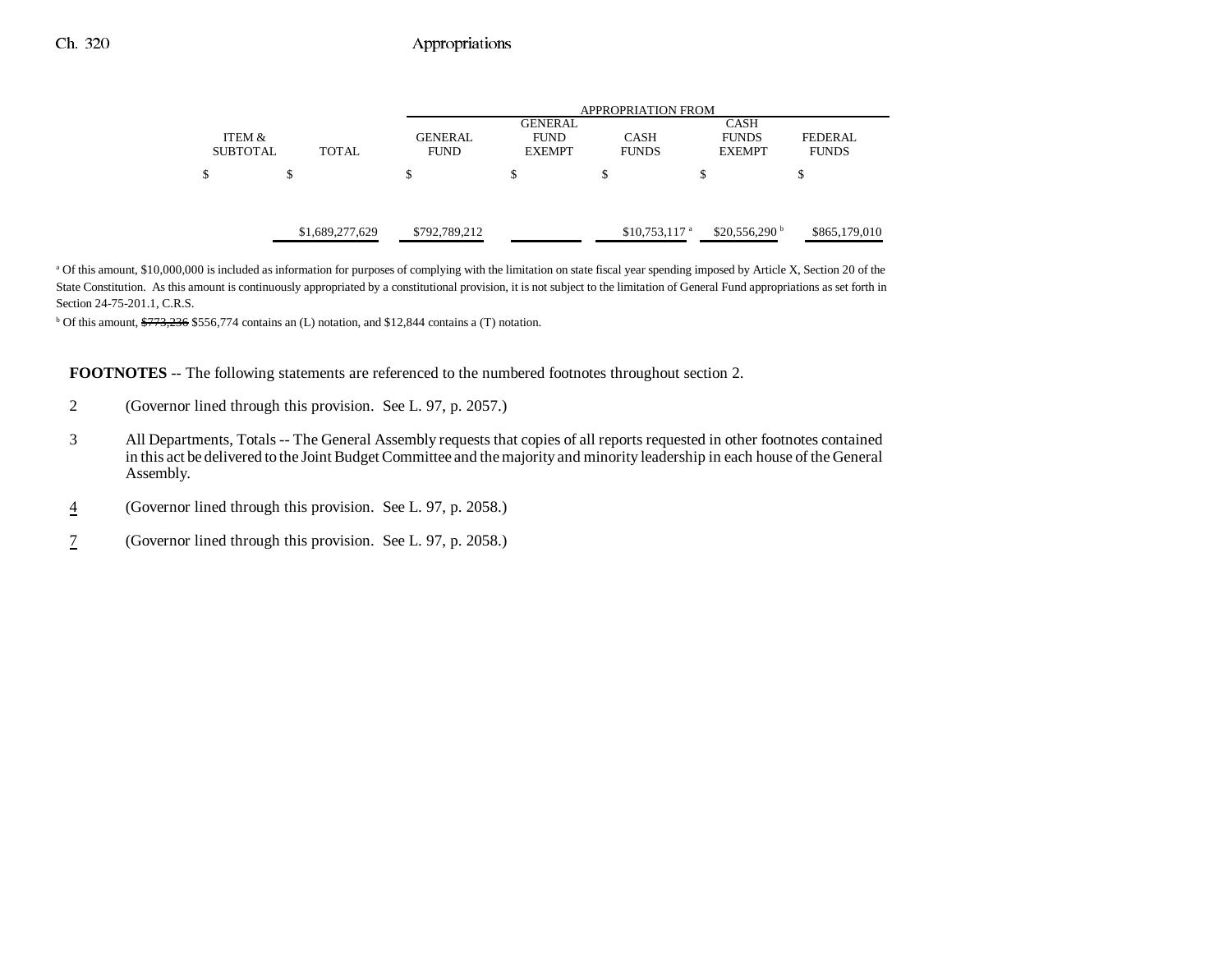| ITEM & SUBTOTAL | TOTAL | APPROPRIATION FROM GENERAL FUND | GENERAL FUND EXEMPT | CASH FUNDS | CASH FUNDS EXEMPT | FEDERAL FUNDS |
|---|---|---|---|---|---|---|
| $ | $ | $ | $ | $ | $ | $ |
| | $1,689,277,629 | $792,789,212 | | $10,753,117 [a] | $20,556,290 [b] | $865,179,010 |

[a] Of this amount, $10,000,000 is included as information for purposes of complying with the limitation on state fiscal year spending imposed by Article X, Section 20 of the State Constitution. As this amount is continuously appropriated by a constitutional provision, it is not subject to the limitation of General Fund appropriations as set forth in Section 24-75-201.1, C.R.S.

[b] Of this amount, ~~$773,236~~ $556,774 contains an (L) notation, and $12,844 contains a (T) notation.

**FOOTNOTES** -- The following statements are referenced to the numbered footnotes throughout section 2.

2 (Governor lined through this provision. See L. 97, p. 2057.)

3 All Departments, Totals -- The General Assembly requests that copies of all reports requested in other footnotes contained in this act be delivered to the Joint Budget Committee and the majority and minority leadership in each house of the General Assembly.

4 (Governor lined through this provision. See L. 97, p. 2058.)

7 (Governor lined through this provision. See L. 97, p. 2058.)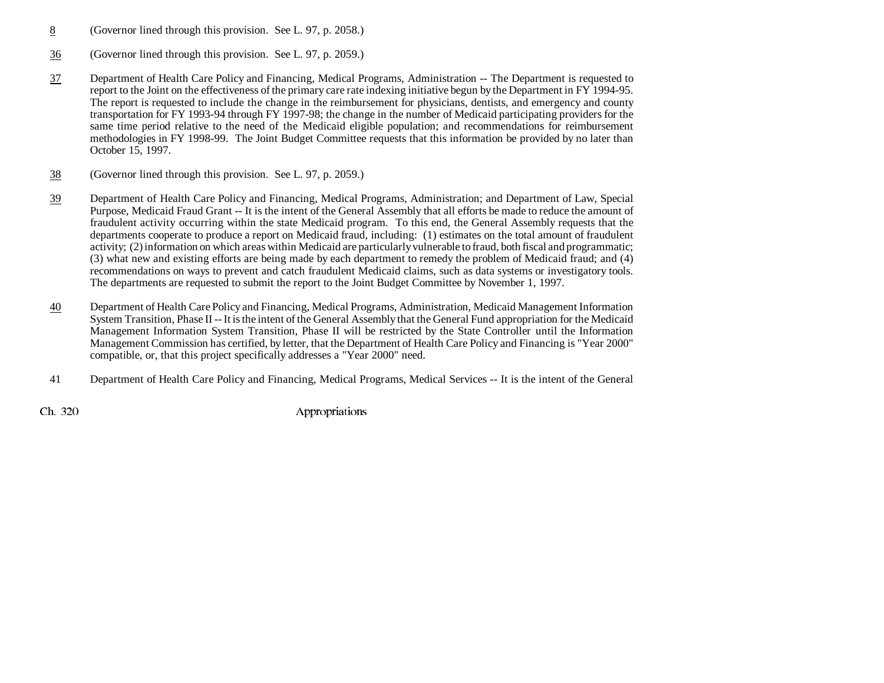8 (Governor lined through this provision. See L. 97, p. 2058.)

36 (Governor lined through this provision. See L. 97, p. 2059.)

37 Department of Health Care Policy and Financing, Medical Programs, Administration -- The Department is requested to report to the Joint on the effectiveness of the primary care rate indexing initiative begun by the Department in FY 1994-95. The report is requested to include the change in the reimbursement for physicians, dentists, and emergency and county transportation for FY 1993-94 through FY 1997-98; the change in the number of Medicaid participating providers for the same time period relative to the need of the Medicaid eligible population; and recommendations for reimbursement methodologies in FY 1998-99. The Joint Budget Committee requests that this information be provided by no later than October 15, 1997.

38 (Governor lined through this provision. See L. 97, p. 2059.)

39 Department of Health Care Policy and Financing, Medical Programs, Administration; and Department of Law, Special Purpose, Medicaid Fraud Grant -- It is the intent of the General Assembly that all efforts be made to reduce the amount of fraudulent activity occurring within the state Medicaid program. To this end, the General Assembly requests that the departments cooperate to produce a report on Medicaid fraud, including: (1) estimates on the total amount of fraudulent activity; (2) information on which areas within Medicaid are particularly vulnerable to fraud, both fiscal and programmatic; (3) what new and existing efforts are being made by each department to remedy the problem of Medicaid fraud; and (4) recommendations on ways to prevent and catch fraudulent Medicaid claims, such as data systems or investigatory tools. The departments are requested to submit the report to the Joint Budget Committee by November 1, 1997.

40 Department of Health Care Policy and Financing, Medical Programs, Administration, Medicaid Management Information System Transition, Phase II -- It is the intent of the General Assembly that the General Fund appropriation for the Medicaid Management Information System Transition, Phase II will be restricted by the State Controller until the Information Management Commission has certified, by letter, that the Department of Health Care Policy and Financing is "Year 2000" compatible, or, that this project specifically addresses a "Year 2000" need.

41 Department of Health Care Policy and Financing, Medical Programs, Medical Services -- It is the intent of the General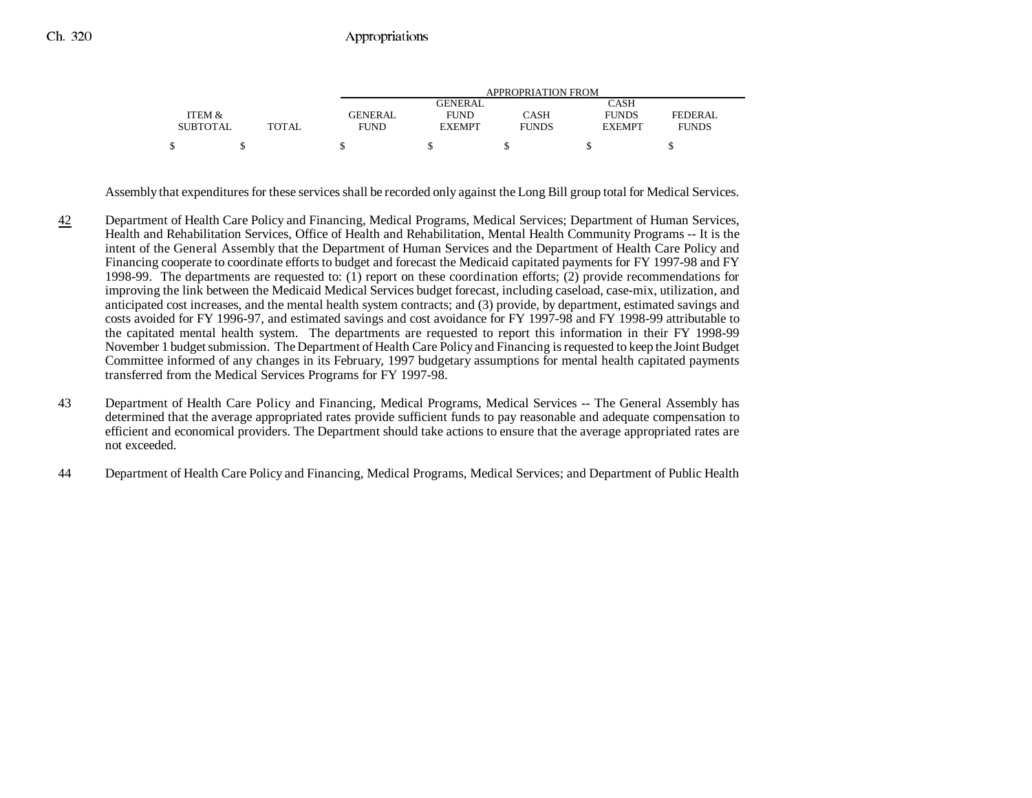| ITEM & SUBTOTAL | TOTAL | APPROPRIATION FROM GENERAL FUND | GENERAL FUND EXEMPT | CASH FUNDS | CASH FUNDS EXEMPT | FEDERAL FUNDS |
|---|---|---|---|---|---|---|
| $ | $ | $ | $ | $ | $ | $ |

Assembly that expenditures for these services shall be recorded only against the Long Bill group total for Medical Services.

42 Department of Health Care Policy and Financing, Medical Programs, Medical Services; Department of Human Services, Health and Rehabilitation Services, Office of Health and Rehabilitation, Mental Health Community Programs -- It is the intent of the General Assembly that the Department of Human Services and the Department of Health Care Policy and Financing cooperate to coordinate efforts to budget and forecast the Medicaid capitated payments for FY 1997-98 and FY 1998-99. The departments are requested to: (1) report on these coordination efforts; (2) provide recommendations for improving the link between the Medicaid Medical Services budget forecast, including caseload, case-mix, utilization, and anticipated cost increases, and the mental health system contracts; and (3) provide, by department, estimated savings and costs avoided for FY 1996-97, and estimated savings and cost avoidance for FY 1997-98 and FY 1998-99 attributable to the capitated mental health system. The departments are requested to report this information in their FY 1998-99 November 1 budget submission. The Department of Health Care Policy and Financing is requested to keep the Joint Budget Committee informed of any changes in its February, 1997 budgetary assumptions for mental health capitated payments transferred from the Medical Services Programs for FY 1997-98.

43 Department of Health Care Policy and Financing, Medical Programs, Medical Services -- The General Assembly has determined that the average appropriated rates provide sufficient funds to pay reasonable and adequate compensation to efficient and economical providers. The Department should take actions to ensure that the average appropriated rates are not exceeded.

44 Department of Health Care Policy and Financing, Medical Programs, Medical Services; and Department of Public Health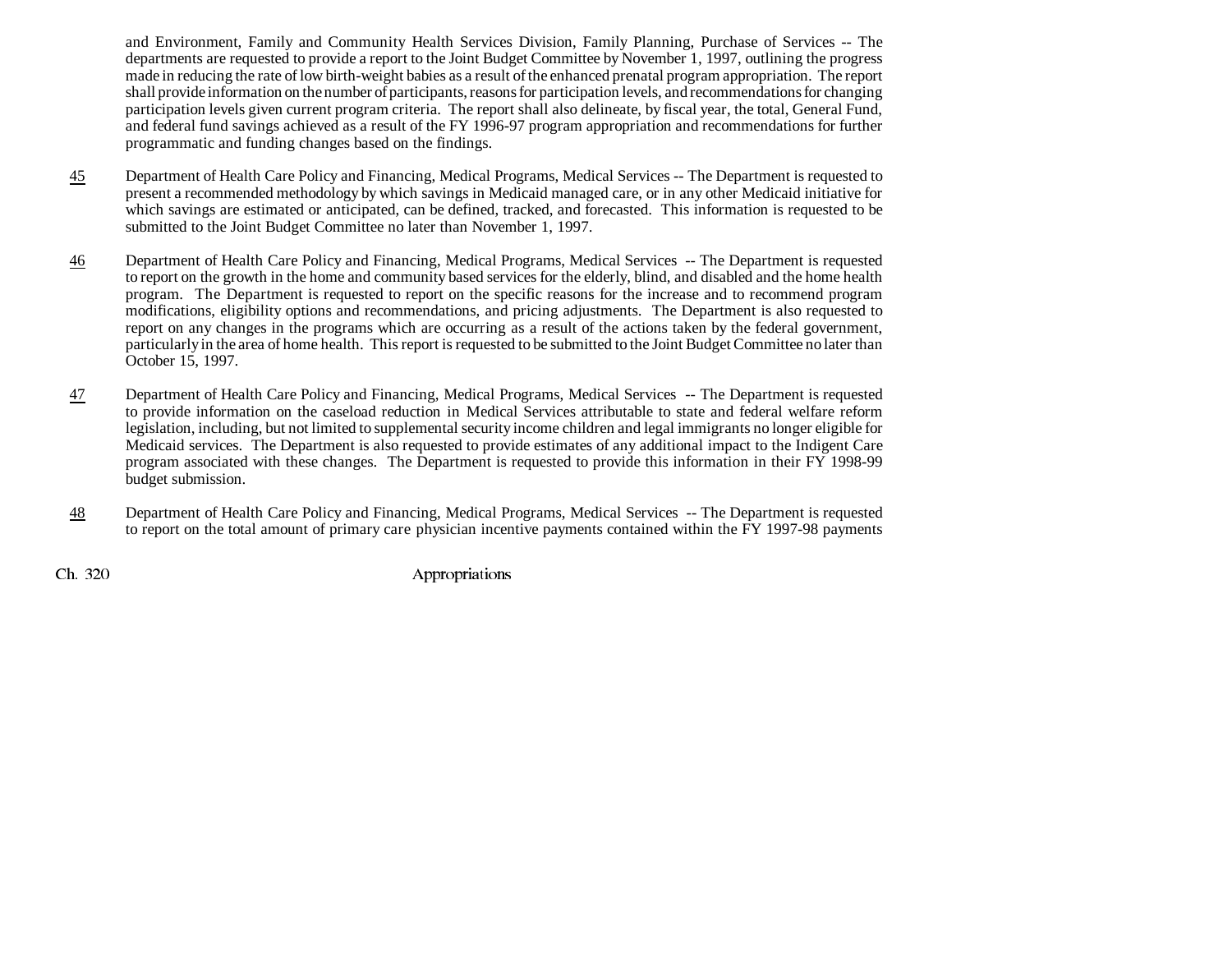and Environment, Family and Community Health Services Division, Family Planning, Purchase of Services -- The departments are requested to provide a report to the Joint Budget Committee by November 1, 1997, outlining the progress made in reducing the rate of low birth-weight babies as a result of the enhanced prenatal program appropriation. The report shall provide information on the number of participants, reasons for participation levels, and recommendations for changing participation levels given current program criteria. The report shall also delineate, by fiscal year, the total, General Fund, and federal fund savings achieved as a result of the FY 1996-97 program appropriation and recommendations for further programmatic and funding changes based on the findings.

45 Department of Health Care Policy and Financing, Medical Programs, Medical Services -- The Department is requested to present a recommended methodology by which savings in Medicaid managed care, or in any other Medicaid initiative for which savings are estimated or anticipated, can be defined, tracked, and forecasted. This information is requested to be submitted to the Joint Budget Committee no later than November 1, 1997.

46 Department of Health Care Policy and Financing, Medical Programs, Medical Services -- The Department is requested to report on the growth in the home and community based services for the elderly, blind, and disabled and the home health program. The Department is requested to report on the specific reasons for the increase and to recommend program modifications, eligibility options and recommendations, and pricing adjustments. The Department is also requested to report on any changes in the programs which are occurring as a result of the actions taken by the federal government, particularly in the area of home health. This report is requested to be submitted to the Joint Budget Committee no later than October 15, 1997.

47 Department of Health Care Policy and Financing, Medical Programs, Medical Services -- The Department is requested to provide information on the caseload reduction in Medical Services attributable to state and federal welfare reform legislation, including, but not limited to supplemental security income children and legal immigrants no longer eligible for Medicaid services. The Department is also requested to provide estimates of any additional impact to the Indigent Care program associated with these changes. The Department is requested to provide this information in their FY 1998-99 budget submission.

48 Department of Health Care Policy and Financing, Medical Programs, Medical Services -- The Department is requested to report on the total amount of primary care physician incentive payments contained within the FY 1997-98 payments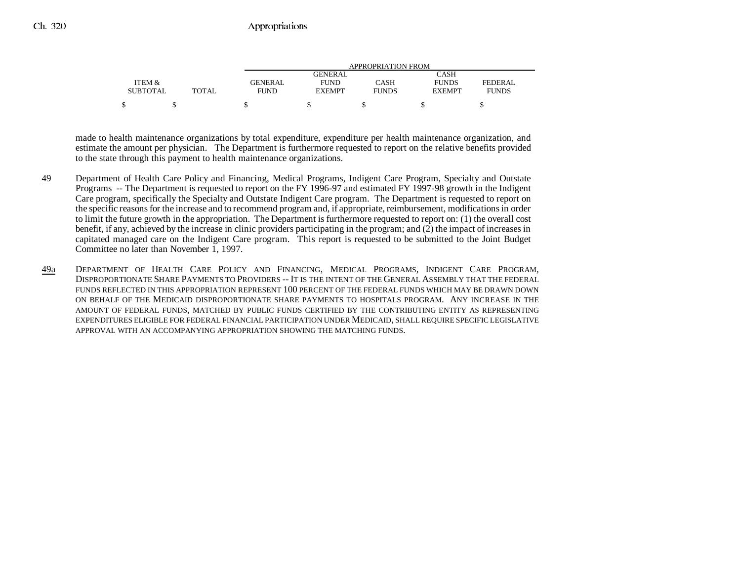| ITEM & SUBTOTAL | TOTAL | GENERAL FUND | GENERAL FUND EXEMPT | CASH FUNDS | CASH FUNDS EXEMPT | FEDERAL FUNDS |
|---|---|---|---|---|---|---|
| $ | $ | $ | $ | $ | $ | $ |

made to health maintenance organizations by total expenditure, expenditure per health maintenance organization, and estimate the amount per physician. The Department is furthermore requested to report on the relative benefits provided to the state through this payment to health maintenance organizations.

49 Department of Health Care Policy and Financing, Medical Programs, Indigent Care Program, Specialty and Outstate Programs -- The Department is requested to report on the FY 1996-97 and estimated FY 1997-98 growth in the Indigent Care program, specifically the Specialty and Outstate Indigent Care program. The Department is requested to report on the specific reasons for the increase and to recommend program and, if appropriate, reimbursement, modifications in order to limit the future growth in the appropriation. The Department is furthermore requested to report on: (1) the overall cost benefit, if any, achieved by the increase in clinic providers participating in the program; and (2) the impact of increases in capitated managed care on the Indigent Care program. This report is requested to be submitted to the Joint Budget Committee no later than November 1, 1997.

49a DEPARTMENT OF HEALTH CARE POLICY AND FINANCING, MEDICAL PROGRAMS, INDIGENT CARE PROGRAM, DISPROPORTIONATE SHARE PAYMENTS TO PROVIDERS -- IT IS THE INTENT OF THE GENERAL ASSEMBLY THAT THE FEDERAL FUNDS REFLECTED IN THIS APPROPRIATION REPRESENT 100 PERCENT OF THE FEDERAL FUNDS WHICH MAY BE DRAWN DOWN ON BEHALF OF THE MEDICAID DISPROPORTIONATE SHARE PAYMENTS TO HOSPITALS PROGRAM. ANY INCREASE IN THE AMOUNT OF FEDERAL FUNDS, MATCHED BY PUBLIC FUNDS CERTIFIED BY THE CONTRIBUTING ENTITY AS REPRESENTING EXPENDITURES ELIGIBLE FOR FEDERAL FINANCIAL PARTICIPATION UNDER MEDICAID, SHALL REQUIRE SPECIFIC LEGISLATIVE APPROVAL WITH AN ACCOMPANYING APPROPRIATION SHOWING THE MATCHING FUNDS.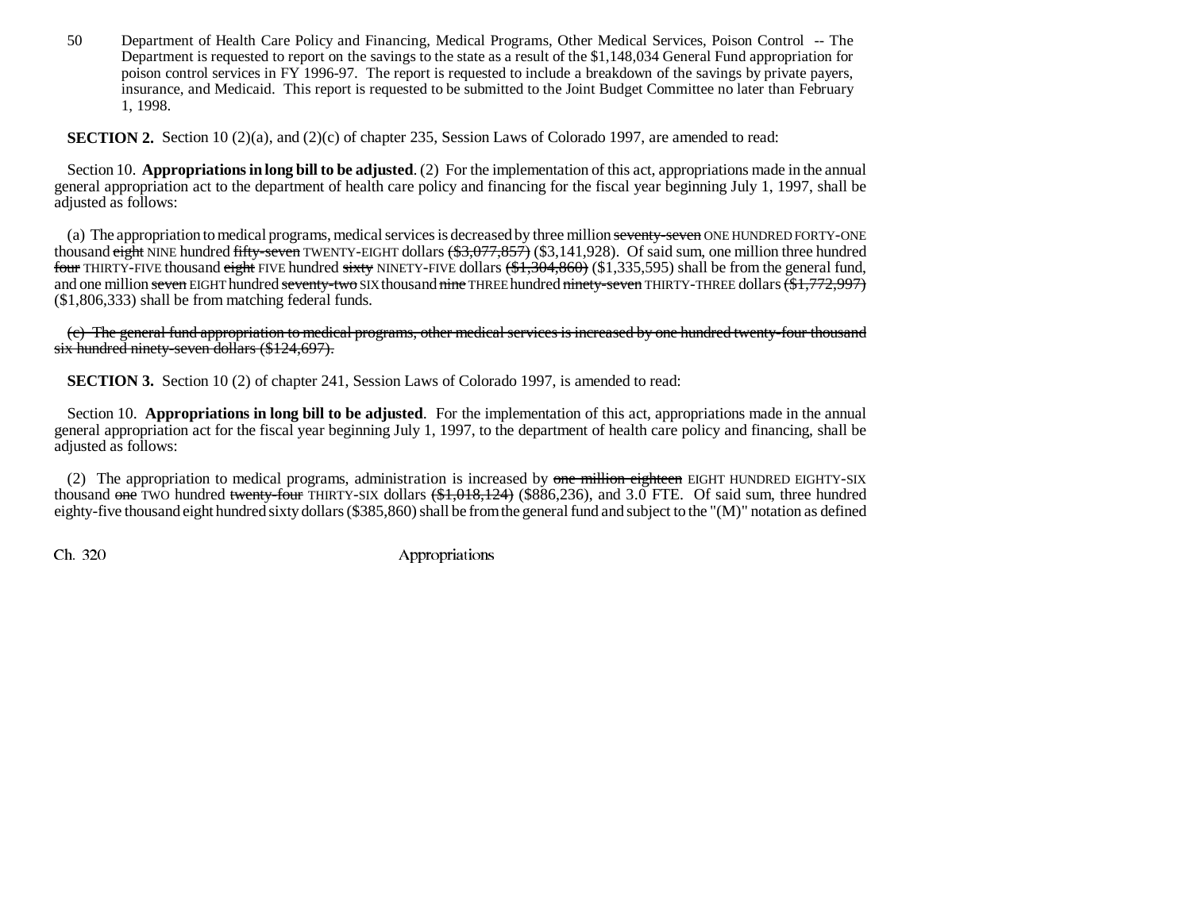50 Department of Health Care Policy and Financing, Medical Programs, Other Medical Services, Poison Control -- The Department is requested to report on the savings to the state as a result of the $1,148,034 General Fund appropriation for poison control services in FY 1996-97. The report is requested to include a breakdown of the savings by private payers, insurance, and Medicaid. This report is requested to be submitted to the Joint Budget Committee no later than February 1, 1998.

**SECTION 2.** Section 10 (2)(a), and (2)(c) of chapter 235, Session Laws of Colorado 1997, are amended to read:

Section 10. **Appropriations in long bill to be adjusted**. (2) For the implementation of this act, appropriations made in the annual general appropriation act to the department of health care policy and financing for the fiscal year beginning July 1, 1997, shall be adjusted as follows:

(a) The appropriation to medical programs, medical services is decreased by three million ~~seventy-seven~~ ONE HUNDRED FORTY-ONE thousand ~~eight~~ NINE hundred ~~fifty-seven~~ TWENTY-EIGHT dollars ~~($3,077,857)~~ ($3,141,928). Of said sum, one million three hundred ~~four~~ THIRTY-FIVE thousand ~~eight~~ FIVE hundred ~~sixty~~ NINETY-FIVE dollars ~~($1,304,860)~~ ($1,335,595) shall be from the general fund, and one million ~~seven~~ EIGHT hundred ~~seventy-two~~ SIX thousand ~~nine~~ THREE hundred ~~ninety-seven~~ THIRTY-THREE dollars ~~($1,772,997)~~ ($1,806,333) shall be from matching federal funds.

~~(c) The general fund appropriation to medical programs, other medical services is increased by one hundred twenty-four thousand six hundred ninety-seven dollars ($124,697).~~

**SECTION 3.** Section 10 (2) of chapter 241, Session Laws of Colorado 1997, is amended to read:

Section 10. **Appropriations in long bill to be adjusted**. For the implementation of this act, appropriations made in the annual general appropriation act for the fiscal year beginning July 1, 1997, to the department of health care policy and financing, shall be adjusted as follows:

(2) The appropriation to medical programs, administration is increased by ~~one million eighteen~~ EIGHT HUNDRED EIGHTY-SIX thousand ~~one~~ TWO hundred ~~twenty-four~~ THIRTY-SIX dollars ~~($1,018,124)~~ ($886,236), and 3.0 FTE. Of said sum, three hundred eighty-five thousand eight hundred sixty dollars ($385,860) shall be from the general fund and subject to the "(M)" notation as defined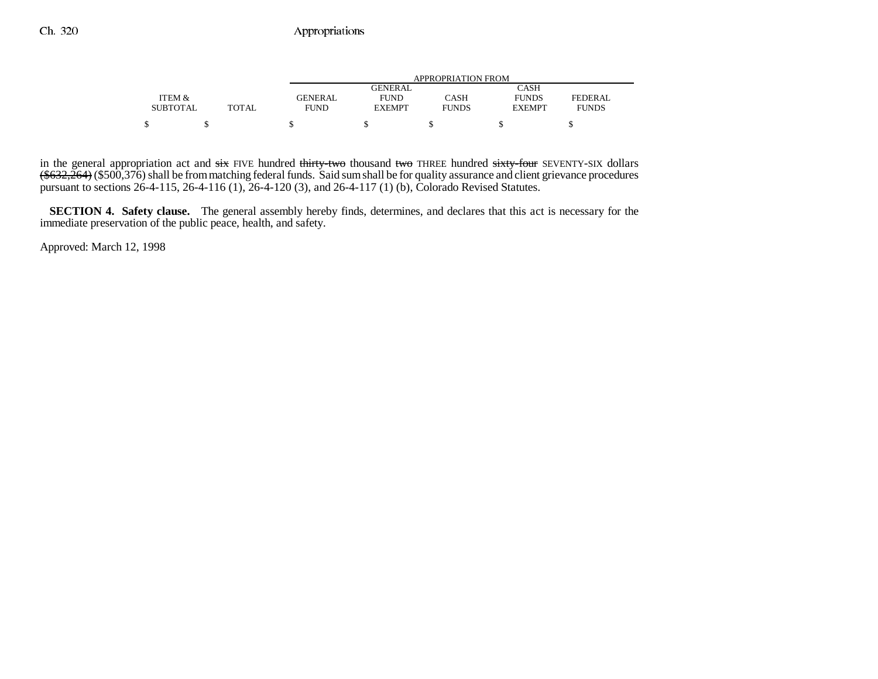| | | | APPROPRIATION FROM | | | | |
|---|---|---|---|---|---|---|---|
| ITEM & SUBTOTAL | TOTAL | | GENERAL FUND | GENERAL FUND EXEMPT | CASH FUNDS | CASH FUNDS EXEMPT | FEDERAL FUNDS |
| $ | $ | | $ | $ | $ | $ | $ |

in the general appropriation act and ~~six~~ FIVE hundred ~~thirty-two~~ thousand ~~two~~ THREE hundred ~~sixty-four~~ SEVENTY-SIX dollars ~~($632,264)~~ ($500,376) shall be from matching federal funds. Said sum shall be for quality assurance and client grievance procedures pursuant to sections 26-4-115, 26-4-116 (1), 26-4-120 (3), and 26-4-117 (1) (b), Colorado Revised Statutes.

**SECTION 4. Safety clause.** The general assembly hereby finds, determines, and declares that this act is necessary for the immediate preservation of the public peace, health, and safety.

Approved: March 12, 1998